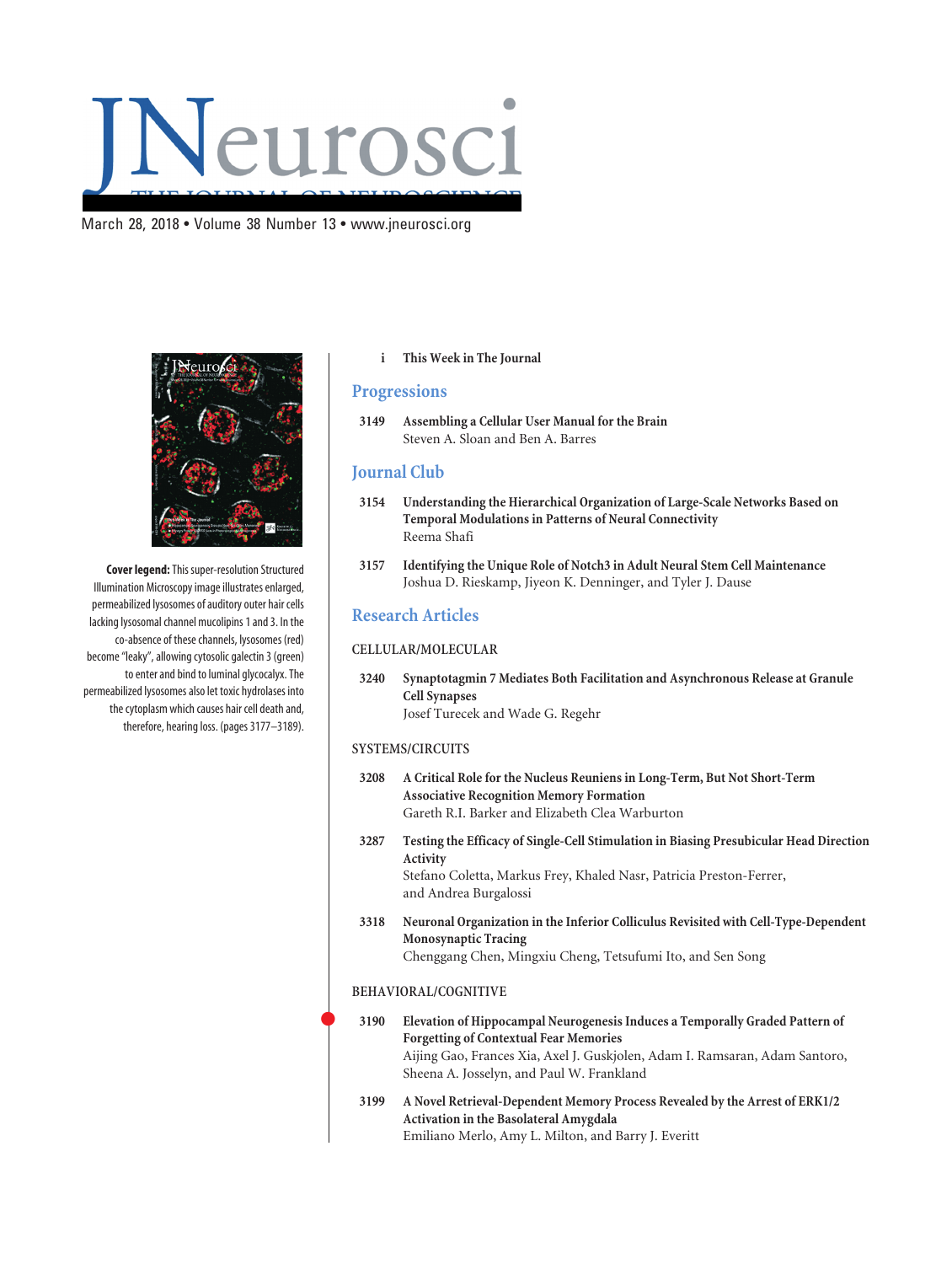# JNeurosci

THE JOURNAL OF NEUROSCIENCE

March 28, 2018 • Volume 38 Number 13 • www.jneurosci.org

**Cover legend:** This super-resolution Structured Illumination Microscopy image illustrates enlarged, permeabilized lysosomes of auditory outer hair cells lacking lysosomal channel mucolipins 1 and 3. In the co-absence of these channels, lysosomes (red) become "leaky", allowing cytosolic galectin 3 (green) to enter and bind to luminal glycocalyx. The permeabilized lysosomes also let toxic hydrolases into the cytoplasm which causes hair cell death and, therefore, hearing loss. (pages 3177–3189).

i **This Week in The Journal**

## Progressions

3149 **Assembling a Cellular User Manual for the Brain**
Steven A. Sloan and Ben A. Barres

## Journal Club

3154 **Understanding the Hierarchical Organization of Large-Scale Networks Based on Temporal Modulations in Patterns of Neural Connectivity**
Reema Shafi

3157 **Identifying the Unique Role of Notch3 in Adult Neural Stem Cell Maintenance**
Joshua D. Rieskamp, Jiyeon K. Denninger, and Tyler J. Dause

## Research Articles

### CELLULAR/MOLECULAR

3240 **Synaptotagmin 7 Mediates Both Facilitation and Asynchronous Release at Granule Cell Synapses**
Josef Turecek and Wade G. Regehr

### SYSTEMS/CIRCUITS

3208 **A Critical Role for the Nucleus Reuniens in Long-Term, But Not Short-Term Associative Recognition Memory Formation**
Gareth R.I. Barker and Elizabeth Clea Warburton

3287 **Testing the Efficacy of Single-Cell Stimulation in Biasing Presubicular Head Direction Activity**
Stefano Coletta, Markus Frey, Khaled Nasr, Patricia Preston-Ferrer, and Andrea Burgalossi

3318 **Neuronal Organization in the Inferior Colliculus Revisited with Cell-Type-Dependent Monosynaptic Tracing**
Chenggang Chen, Mingxiu Cheng, Tetsufumi Ito, and Sen Song

### BEHAVIORAL/COGNITIVE

3190 **Elevation of Hippocampal Neurogenesis Induces a Temporally Graded Pattern of Forgetting of Contextual Fear Memories**
Aijing Gao, Frances Xia, Axel J. Guskjolen, Adam I. Ramsaran, Adam Santoro, Sheena A. Josselyn, and Paul W. Frankland

3199 **A Novel Retrieval-Dependent Memory Process Revealed by the Arrest of ERK1/2 Activation in the Basolateral Amygdala**
Emiliano Merlo, Amy L. Milton, and Barry J. Everitt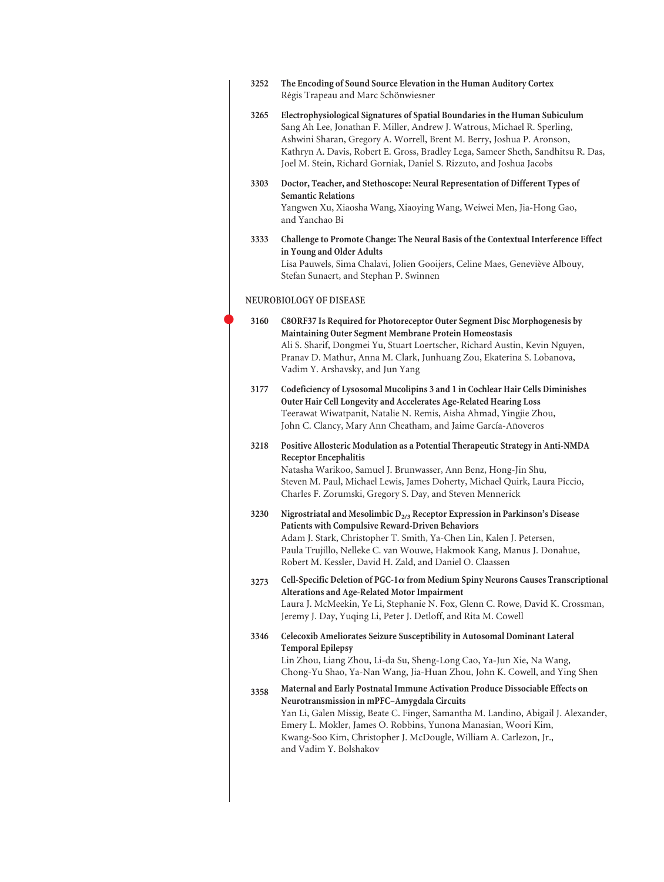3252 **The Encoding of Sound Source Elevation in the Human Auditory Cortex**
Régis Trapeau and Marc Schönwiesner

3265 **Electrophysiological Signatures of Spatial Boundaries in the Human Subiculum**
Sang Ah Lee, Jonathan F. Miller, Andrew J. Watrous, Michael R. Sperling, Ashwini Sharan, Gregory A. Worrell, Brent M. Berry, Joshua P. Aronson, Kathryn A. Davis, Robert E. Gross, Bradley Lega, Sameer Sheth, Sandhitsu R. Das, Joel M. Stein, Richard Gorniak, Daniel S. Rizzuto, and Joshua Jacobs

3303 **Doctor, Teacher, and Stethoscope: Neural Representation of Different Types of Semantic Relations**
Yangwen Xu, Xiaosha Wang, Xiaoying Wang, Weiwei Men, Jia-Hong Gao, and Yanchao Bi

3333 **Challenge to Promote Change: The Neural Basis of the Contextual Interference Effect in Young and Older Adults**
Lisa Pauwels, Sima Chalavi, Jolien Gooijers, Celine Maes, Geneviève Albouy, Stefan Sunaert, and Stephan P. Swinnen

## NEUROBIOLOGY OF DISEASE

3160 **C8ORF37 Is Required for Photoreceptor Outer Segment Disc Morphogenesis by Maintaining Outer Segment Membrane Protein Homeostasis**
Ali S. Sharif, Dongmei Yu, Stuart Loertscher, Richard Austin, Kevin Nguyen, Pranav D. Mathur, Anna M. Clark, Junhuang Zou, Ekaterina S. Lobanova, Vadim Y. Arshavsky, and Jun Yang

3177 **Codeficiency of Lysosomal Mucolipins 3 and 1 in Cochlear Hair Cells Diminishes Outer Hair Cell Longevity and Accelerates Age-Related Hearing Loss**
Teerawat Wiwatpanit, Natalie N. Remis, Aisha Ahmad, Yingjie Zhou, John C. Clancy, Mary Ann Cheatham, and Jaime García-Añoveros

3218 **Positive Allosteric Modulation as a Potential Therapeutic Strategy in Anti-NMDA Receptor Encephalitis**
Natasha Warikoo, Samuel J. Brunwasser, Ann Benz, Hong-Jin Shu, Steven M. Paul, Michael Lewis, James Doherty, Michael Quirk, Laura Piccio, Charles F. Zorumski, Gregory S. Day, and Steven Mennerick

3230 **Nigrostriatal and Mesolimbic $D_{2/3}$ Receptor Expression in Parkinson's Disease Patients with Compulsive Reward-Driven Behaviors**
Adam J. Stark, Christopher T. Smith, Ya-Chen Lin, Kalen J. Petersen, Paula Trujillo, Nelleke C. van Wouwe, Hakmook Kang, Manus J. Donahue, Robert M. Kessler, David H. Zald, and Daniel O. Claassen

3273 **Cell-Specific Deletion of PGC-1$\alpha$ from Medium Spiny Neurons Causes Transcriptional Alterations and Age-Related Motor Impairment**
Laura J. McMeekin, Ye Li, Stephanie N. Fox, Glenn C. Rowe, David K. Crossman, Jeremy J. Day, Yuqing Li, Peter J. Detloff, and Rita M. Cowell

3346 **Celecoxib Ameliorates Seizure Susceptibility in Autosomal Dominant Lateral Temporal Epilepsy**
Lin Zhou, Liang Zhou, Li-da Su, Sheng-Long Cao, Ya-Jun Xie, Na Wang, Chong-Yu Shao, Ya-Nan Wang, Jia-Huan Zhou, John K. Cowell, and Ying Shen

3358 **Maternal and Early Postnatal Immune Activation Produce Dissociable Effects on Neurotransmission in mPFC–Amygdala Circuits**
Yan Li, Galen Missig, Beate C. Finger, Samantha M. Landino, Abigail J. Alexander, Emery L. Mokler, James O. Robbins, Yunona Manasian, Woori Kim, Kwang-Soo Kim, Christopher J. McDougle, William A. Carlezon, Jr., and Vadim Y. Bolshakov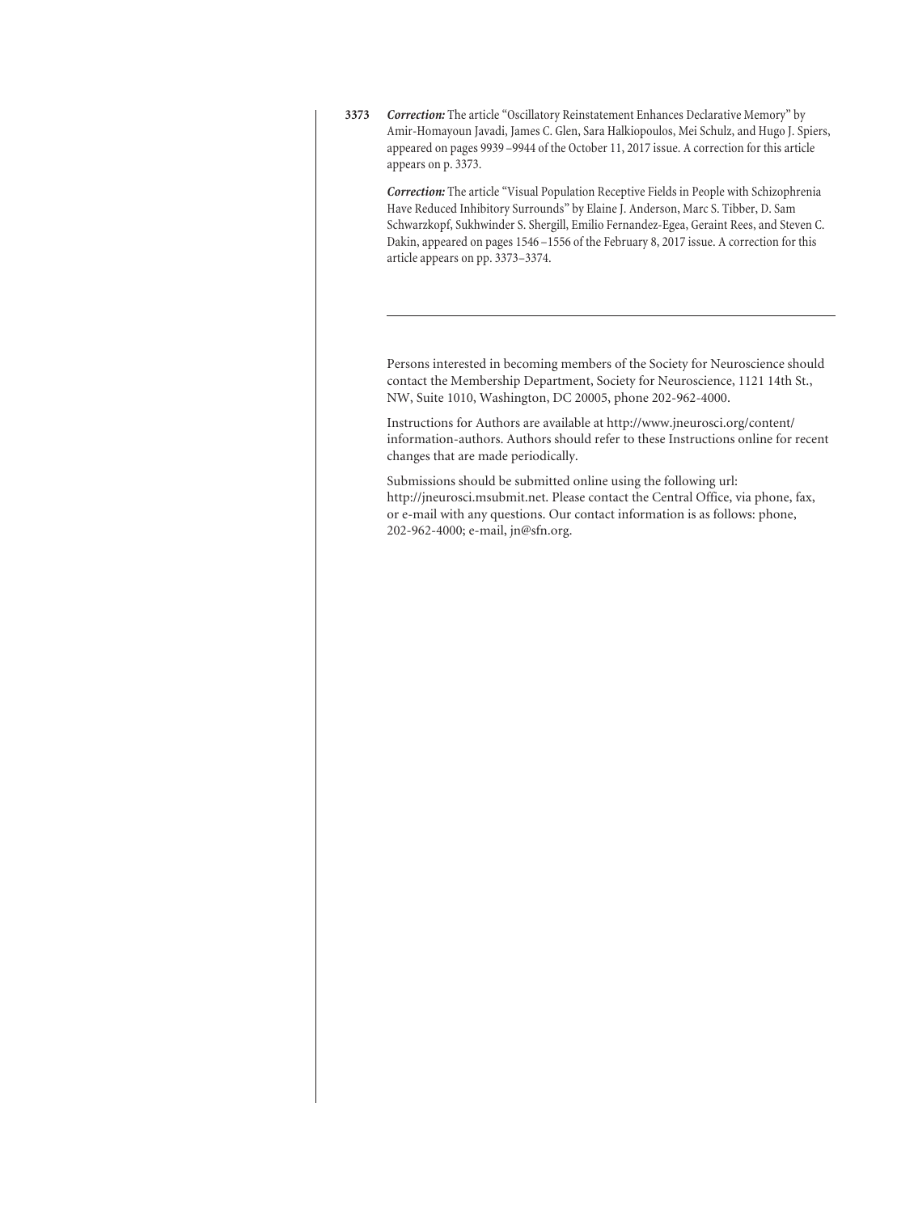**3373** ***Correction:*** The article "Oscillatory Reinstatement Enhances Declarative Memory" by Amir-Homayoun Javadi, James C. Glen, Sara Halkiopoulos, Mei Schulz, and Hugo J. Spiers, appeared on pages 9939–9944 of the October 11, 2017 issue. A correction for this article appears on p. 3373.

***Correction:*** The article "Visual Population Receptive Fields in People with Schizophrenia Have Reduced Inhibitory Surrounds" by Elaine J. Anderson, Marc S. Tibber, D. Sam Schwarzkopf, Sukhwinder S. Shergill, Emilio Fernandez-Egea, Geraint Rees, and Steven C. Dakin, appeared on pages 1546–1556 of the February 8, 2017 issue. A correction for this article appears on pp. 3373–3374.

---

Persons interested in becoming members of the Society for Neuroscience should contact the Membership Department, Society for Neuroscience, 1121 14th St., NW, Suite 1010, Washington, DC 20005, phone 202-962-4000.

Instructions for Authors are available at http://www.jneurosci.org/content/information-authors. Authors should refer to these Instructions online for recent changes that are made periodically.

Submissions should be submitted online using the following url: http://jneurosci.msubmit.net. Please contact the Central Office, via phone, fax, or e-mail with any questions. Our contact information is as follows: phone, 202-962-4000; e-mail, jn@sfn.org.